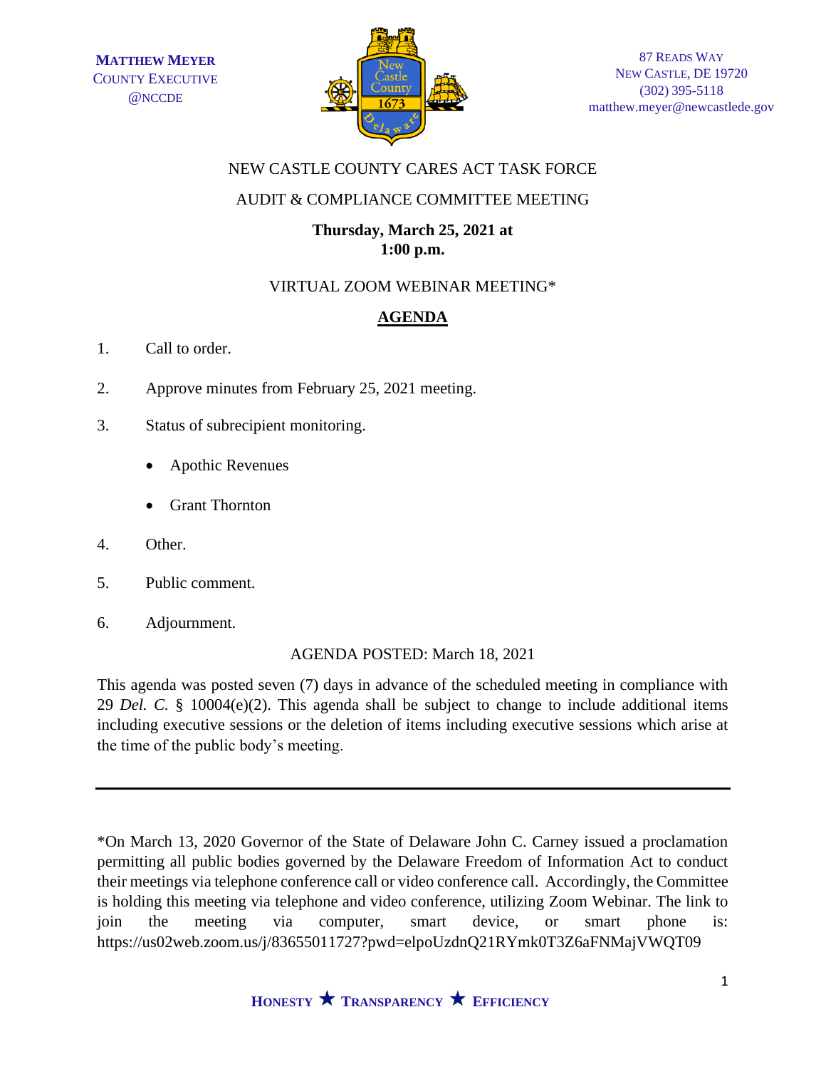**MATTHEW MEYER**
COUNTY EXECUTIVE
@NCCDE

87 READS WAY
NEW CASTLE, DE 19720
(302) 395-5118
matthew.meyer@newcastlede.gov

NEW CASTLE COUNTY CARES ACT TASK FORCE

AUDIT & COMPLIANCE COMMITTEE MEETING

**Thursday, March 25, 2021 at**
**1:00 p.m.**

VIRTUAL ZOOM WEBINAR MEETING*

## **AGENDA**

1. Call to order.

2. Approve minutes from February 25, 2021 meeting.

3. Status of subrecipient monitoring.

   - Apothic Revenues

   - Grant Thornton

4. Other.

5. Public comment.

6. Adjournment.

AGENDA POSTED: March 18, 2021

This agenda was posted seven (7) days in advance of the scheduled meeting in compliance with 29 *Del. C.* § 10004(e)(2). This agenda shall be subject to change to include additional items including executive sessions or the deletion of items including executive sessions which arise at the time of the public body's meeting.

---

*On March 13, 2020 Governor of the State of Delaware John C. Carney issued a proclamation permitting all public bodies governed by the Delaware Freedom of Information Act to conduct their meetings via telephone conference call or video conference call. Accordingly, the Committee is holding this meeting via telephone and video conference, utilizing Zoom Webinar. The link to join the meeting via computer, smart device, or smart phone is: https://us02web.zoom.us/j/83655011727?pwd=elpoUzdnQ21RYmk0T3Z6aFNMajVWQT09

**HONESTY ★ TRANSPARENCY ★ EFFICIENCY**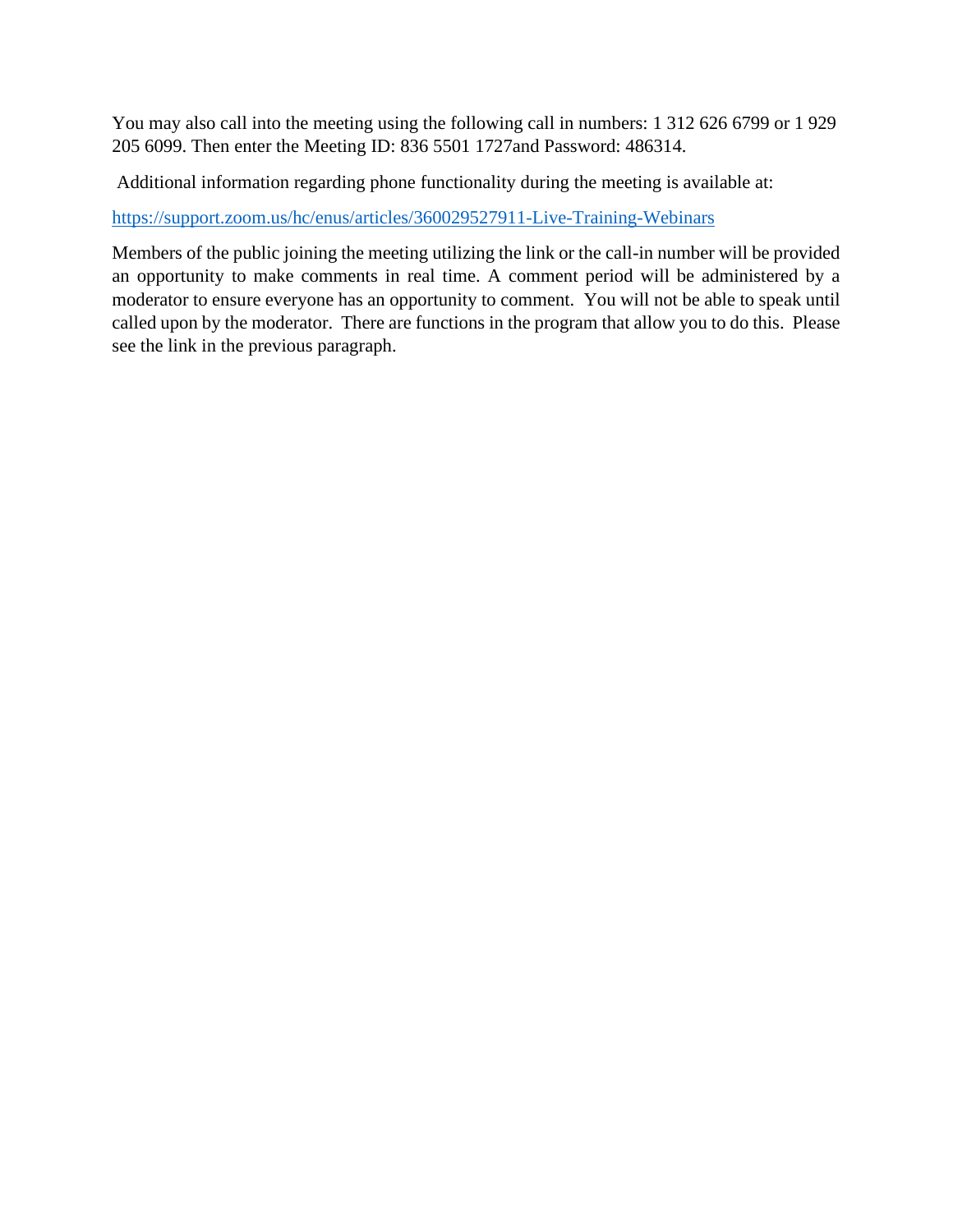You may also call into the meeting using the following call in numbers: 1 312 626 6799 or 1 929 205 6099. Then enter the Meeting ID: 836 5501 1727and Password: 486314.

Additional information regarding phone functionality during the meeting is available at:

https://support.zoom.us/hc/enus/articles/360029527911-Live-Training-Webinars

Members of the public joining the meeting utilizing the link or the call-in number will be provided an opportunity to make comments in real time. A comment period will be administered by a moderator to ensure everyone has an opportunity to comment. You will not be able to speak until called upon by the moderator. There are functions in the program that allow you to do this. Please see the link in the previous paragraph.